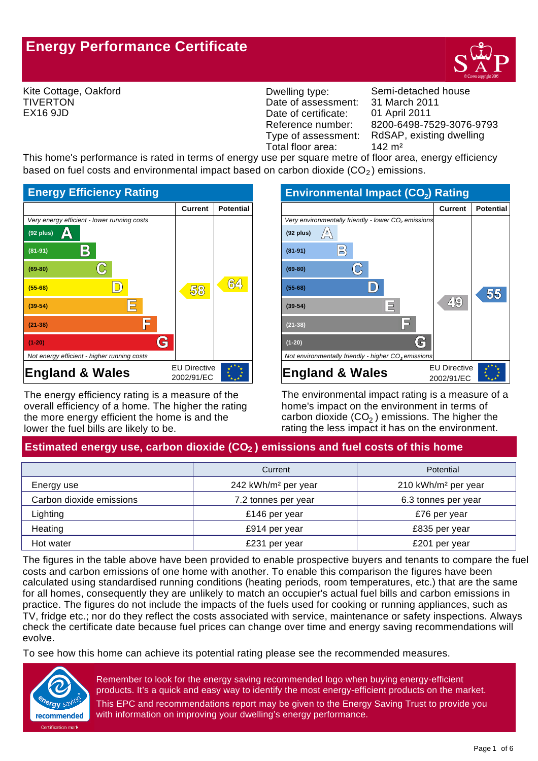# Energy Performance Certificate

Kite Cottage, Oakford
TIVERTON
EX16 9JD

| | |
|---|---|
| Dwelling type: | Semi-detached house |
| Date of assessment: | 31 March 2011 |
| Date of certificate: | 01 April 2011 |
| Reference number: | 8200-6498-7529-3076-9793 |
| Type of assessment: | RdSAP, existing dwelling |
| Total floor area: | 142 m² |

This home's performance is rated in terms of energy use per square metre of floor area, energy efficiency based on fuel costs and environmental impact based on carbon dioxide ($CO_2$) emissions.

## Energy Efficiency Rating

| | Current | Potential |
|---|---|---|
| *Very energy efficient - lower running costs* | | |
| (92 plus) A | | |
| (81-91) B | | |
| (69-80) C | | |
| (55-68) D | 58 | 64 |
| (39-54) E | | |
| (21-38) F | | |
| (1-20) G | | |
| *Not energy efficient - higher running costs* | | |

England & Wales — EU Directive 2002/91/EC

The energy efficiency rating is a measure of the overall efficiency of a home. The higher the rating the more energy efficient the home is and the lower the fuel bills are likely to be.

## Environmental Impact ($CO_2$) Rating

| | Current | Potential |
|---|---|---|
| *Very environmentally friendly - lower $CO_2$ emissions* | | |
| (92 plus) A | | |
| (81-91) B | | |
| (69-80) C | | |
| (55-68) D | | 55 |
| (39-54) E | 49 | |
| (21-38) F | | |
| (1-20) G | | |
| *Not environmentally friendly - higher $CO_2$ emissions* | | |

England & Wales — EU Directive 2002/91/EC

The environmental impact rating is a measure of a home's impact on the environment in terms of carbon dioxide ($CO_2$) emissions. The higher the rating the less impact it has on the environment.

## Estimated energy use, carbon dioxide ($CO_2$) emissions and fuel costs of this home

| | Current | Potential |
|---|---|---|
| Energy use | 242 kWh/m² per year | 210 kWh/m² per year |
| Carbon dioxide emissions | 7.2 tonnes per year | 6.3 tonnes per year |
| Lighting | £146 per year | £76 per year |
| Heating | £914 per year | £835 per year |
| Hot water | £231 per year | £201 per year |

The figures in the table above have been provided to enable prospective buyers and tenants to compare the fuel costs and carbon emissions of one home with another. To enable this comparison the figures have been calculated using standardised running conditions (heating periods, room temperatures, etc.) that are the same for all homes, consequently they are unlikely to match an occupier's actual fuel bills and carbon emissions in practice. The figures do not include the impacts of the fuels used for cooking or running appliances, such as TV, fridge etc.; nor do they reflect the costs associated with service, maintenance or safety inspections. Always check the certificate date because fuel prices can change over time and energy saving recommendations will evolve.

To see how this home can achieve its potential rating please see the recommended measures.

Remember to look for the energy saving recommended logo when buying energy-efficient products. It's a quick and easy way to identify the most energy-efficient products on the market.

This EPC and recommendations report may be given to the Energy Saving Trust to provide you with information on improving your dwelling's energy performance.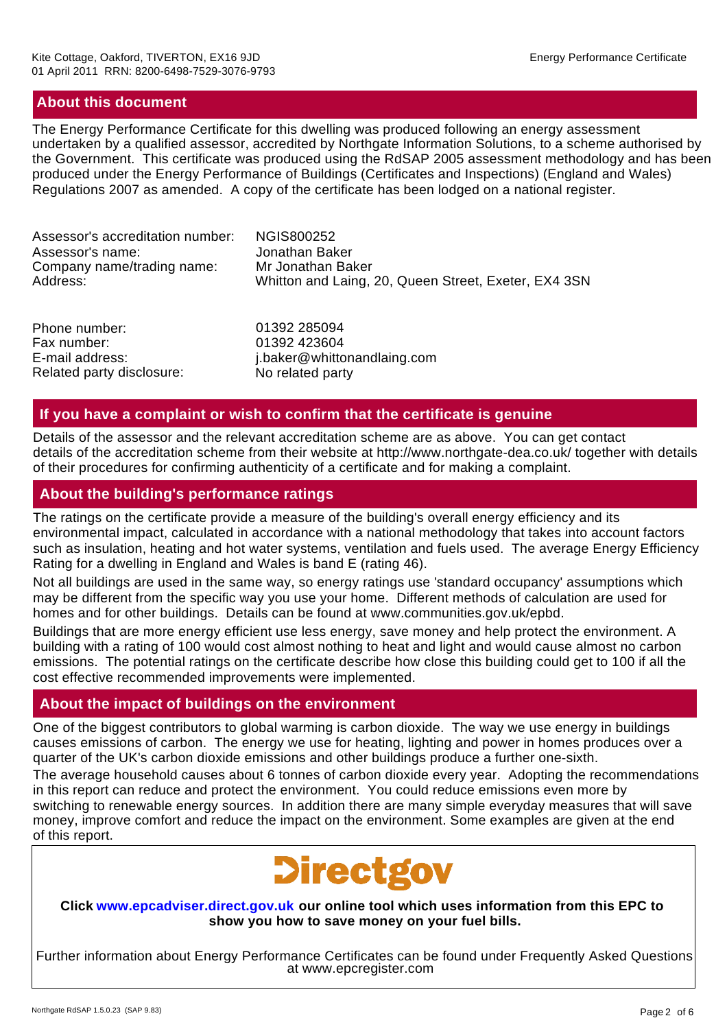## About this document

The Energy Performance Certificate for this dwelling was produced following an energy assessment undertaken by a qualified assessor, accredited by Northgate Information Solutions, to a scheme authorised by the Government. This certificate was produced using the RdSAP 2005 assessment methodology and has been produced under the Energy Performance of Buildings (Certificates and Inspections) (England and Wales) Regulations 2007 as amended. A copy of the certificate has been lodged on a national register.

| | |
|---|---|
| Assessor's accreditation number: | NGIS800252 |
| Assessor's name: | Jonathan Baker |
| Company name/trading name: | Mr Jonathan Baker |
| Address: | Whitton and Laing, 20, Queen Street, Exeter, EX4 3SN |
| Phone number: | 01392 285094 |
| Fax number: | 01392 423604 |
| E-mail address: | j.baker@whittonandlaing.com |
| Related party disclosure: | No related party |

## If you have a complaint or wish to confirm that the certificate is genuine

Details of the assessor and the relevant accreditation scheme are as above. You can get contact details of the accreditation scheme from their website at http://www.northgate-dea.co.uk/ together with details of their procedures for confirming authenticity of a certificate and for making a complaint.

## About the building's performance ratings

The ratings on the certificate provide a measure of the building's overall energy efficiency and its environmental impact, calculated in accordance with a national methodology that takes into account factors such as insulation, heating and hot water systems, ventilation and fuels used. The average Energy Efficiency Rating for a dwelling in England and Wales is band E (rating 46).

Not all buildings are used in the same way, so energy ratings use 'standard occupancy' assumptions which may be different from the specific way you use your home. Different methods of calculation are used for homes and for other buildings. Details can be found at www.communities.gov.uk/epbd.

Buildings that are more energy efficient use less energy, save money and help protect the environment. A building with a rating of 100 would cost almost nothing to heat and light and would cause almost no carbon emissions. The potential ratings on the certificate describe how close this building could get to 100 if all the cost effective recommended improvements were implemented.

## About the impact of buildings on the environment

One of the biggest contributors to global warming is carbon dioxide. The way we use energy in buildings causes emissions of carbon. The energy we use for heating, lighting and power in homes produces over a quarter of the UK's carbon dioxide emissions and other buildings produce a further one-sixth.

The average household causes about 6 tonnes of carbon dioxide every year. Adopting the recommendations in this report can reduce and protect the environment. You could reduce emissions even more by switching to renewable energy sources. In addition there are many simple everyday measures that will save money, improve comfort and reduce the impact on the environment. Some examples are given at the end of this report.

Directgov

**Click www.epcadviser.direct.gov.uk our online tool which uses information from this EPC to show you how to save money on your fuel bills.**

Further information about Energy Performance Certificates can be found under Frequently Asked Questions at www.epcregister.com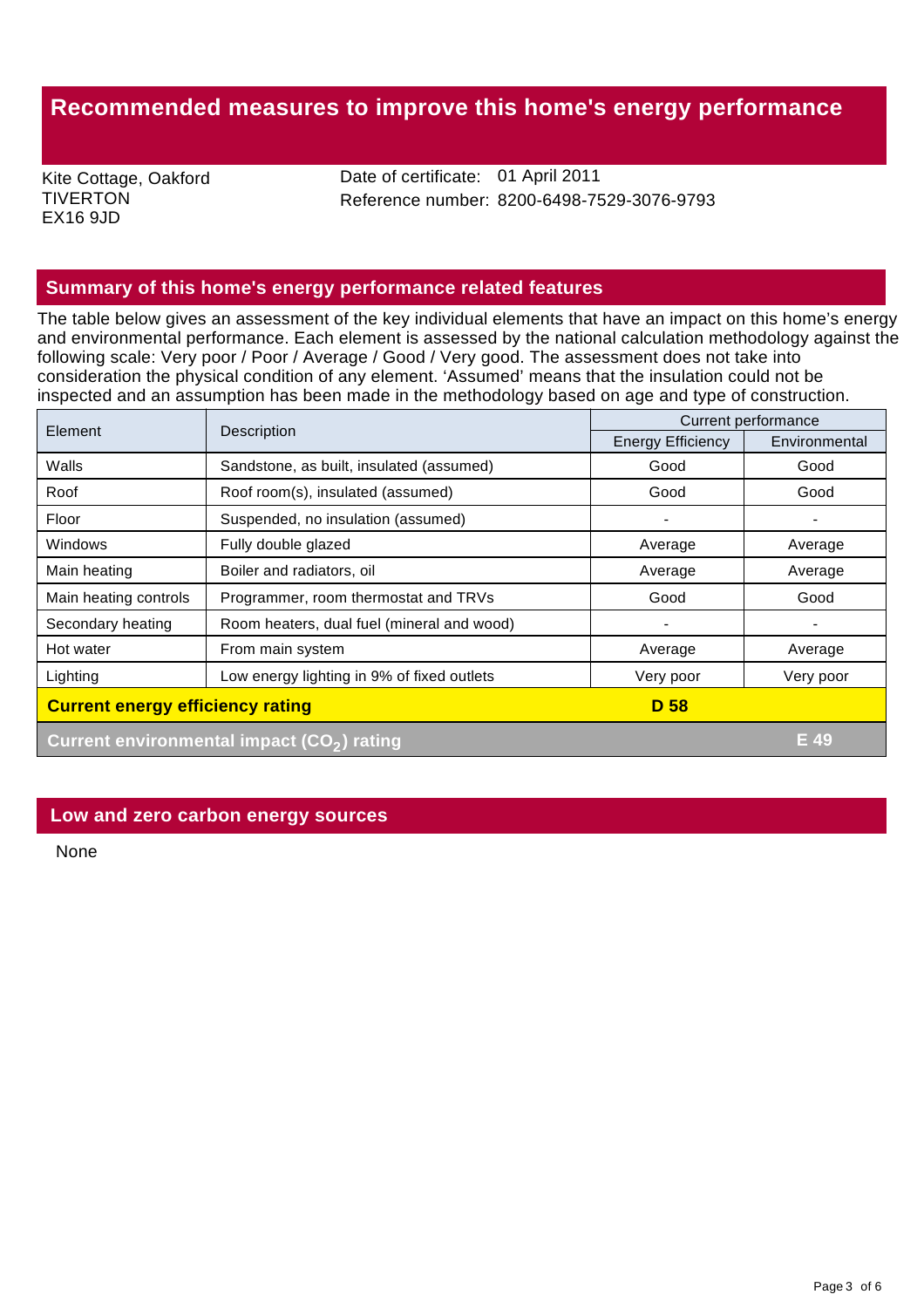# Recommended measures to improve this home's energy performance

Kite Cottage, Oakford
TIVERTON
EX16 9JD

Date of certificate: 01 April 2011
Reference number: 8200-6498-7529-3076-9793

## Summary of this home's energy performance related features

The table below gives an assessment of the key individual elements that have an impact on this home's energy and environmental performance. Each element is assessed by the national calculation methodology against the following scale: Very poor / Poor / Average / Good / Very good. The assessment does not take into consideration the physical condition of any element. 'Assumed' means that the insulation could not be inspected and an assumption has been made in the methodology based on age and type of construction.

| Element | Description | Current performance | |
|---|---|---|---|
| | | Energy Efficiency | Environmental |
| Walls | Sandstone, as built, insulated (assumed) | Good | Good |
| Roof | Roof room(s), insulated (assumed) | Good | Good |
| Floor | Suspended, no insulation (assumed) | - | - |
| Windows | Fully double glazed | Average | Average |
| Main heating | Boiler and radiators, oil | Average | Average |
| Main heating controls | Programmer, room thermostat and TRVs | Good | Good |
| Secondary heating | Room heaters, dual fuel (mineral and wood) | - | - |
| Hot water | From main system | Average | Average |
| Lighting | Low energy lighting in 9% of fixed outlets | Very poor | Very poor |
| **Current energy efficiency rating** | | **D 58** | |
| **Current environmental impact ($CO_2$) rating** | | | **E 49** |

## Low and zero carbon energy sources

None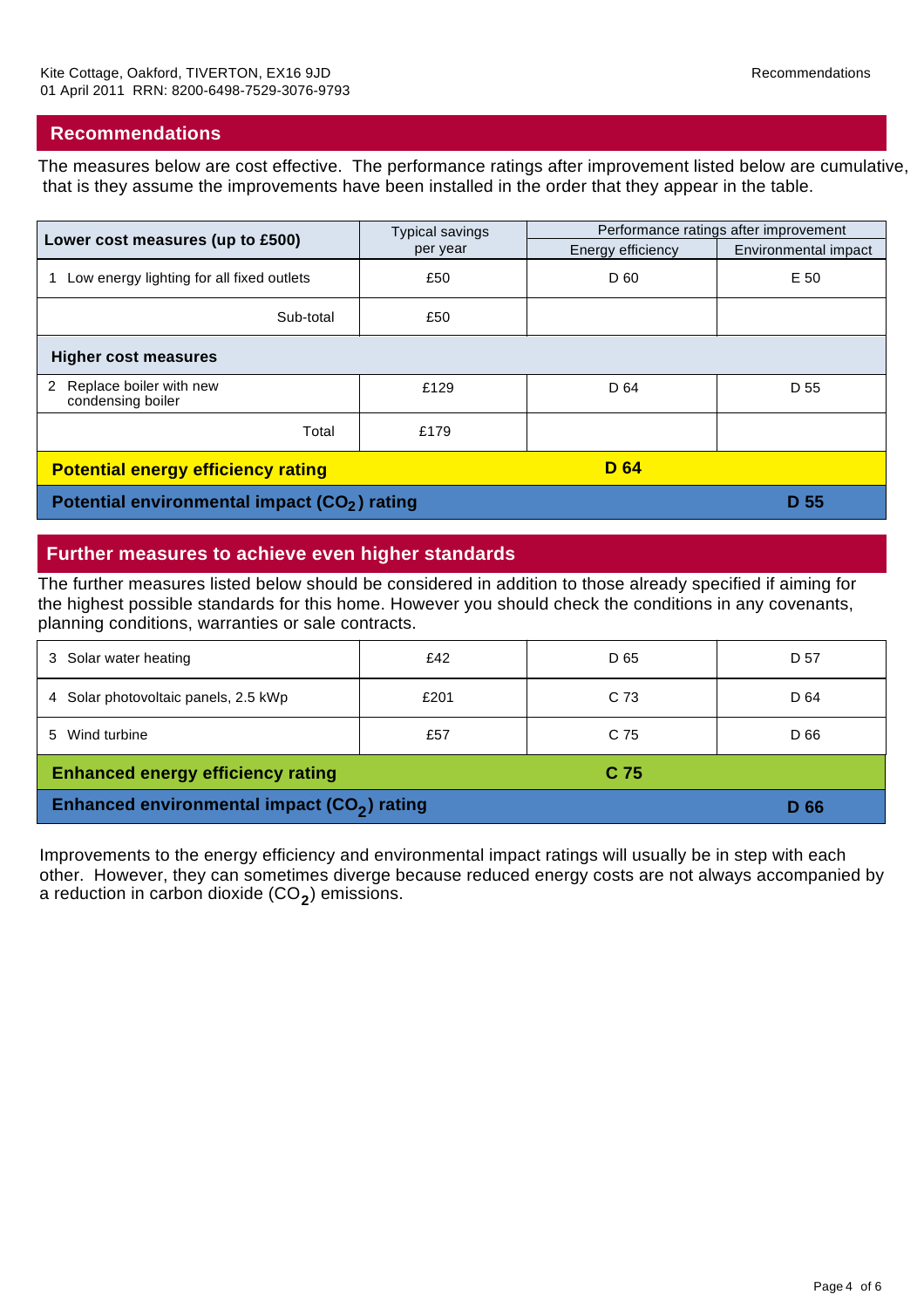Kite Cottage, Oakford, TIVERTON, EX16 9JD
01 April 2011 RRN: 8200-6498-7529-3076-9793

## Recommendations

The measures below are cost effective. The performance ratings after improvement listed below are cumulative, that is they assume the improvements have been installed in the order that they appear in the table.

| Lower cost measures (up to £500) | Typical savings per year | Performance ratings after improvement | |
|---|---|---|---|
| | | Energy efficiency | Environmental impact |
| 1 Low energy lighting for all fixed outlets | £50 | D 60 | E 50 |
| Sub-total | £50 | | |
| **Higher cost measures** | | | |
| 2 Replace boiler with new condensing boiler | £129 | D 64 | D 55 |
| Total | £179 | | |
| **Potential energy efficiency rating** | | **D 64** | |
| **Potential environmental impact ($CO_2$) rating** | | | **D 55** |

## Further measures to achieve even higher standards

The further measures listed below should be considered in addition to those already specified if aiming for the highest possible standards for this home. However you should check the conditions in any covenants, planning conditions, warranties or sale contracts.

| Measure | Typical savings per year | Energy efficiency | Environmental impact |
|---|---|---|---|
| 3 Solar water heating | £42 | D 65 | D 57 |
| 4 Solar photovoltaic panels, 2.5 kWp | £201 | C 73 | D 64 |
| 5 Wind turbine | £57 | C 75 | D 66 |
| **Enhanced energy efficiency rating** | | **C 75** | |
| **Enhanced environmental impact ($CO_2$) rating** | | | **D 66** |

Improvements to the energy efficiency and environmental impact ratings will usually be in step with each other. However, they can sometimes diverge because reduced energy costs are not always accompanied by a reduction in carbon dioxide ($CO_2$) emissions.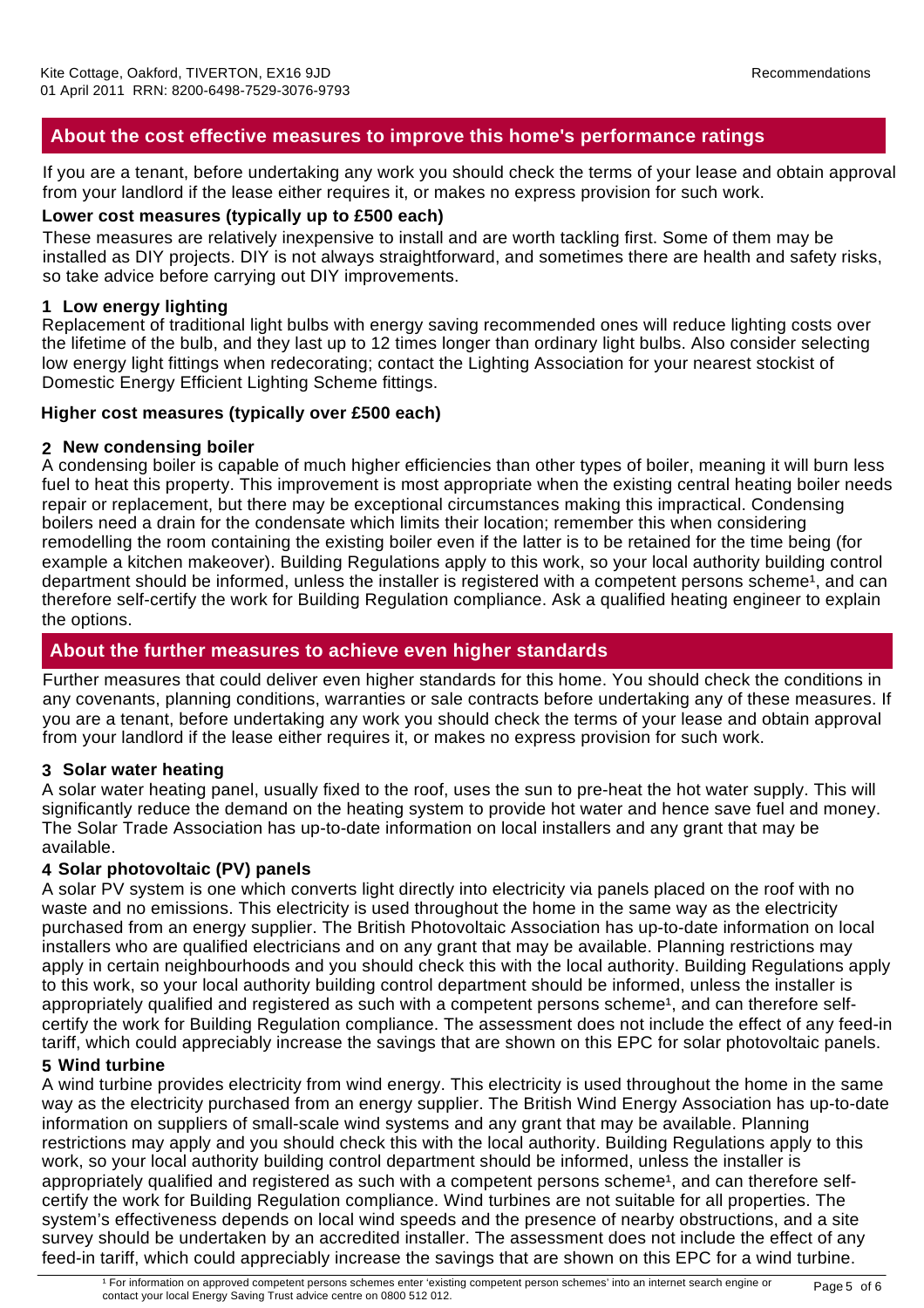## About the cost effective measures to improve this home's performance ratings

If you are a tenant, before undertaking any work you should check the terms of your lease and obtain approval from your landlord if the lease either requires it, or makes no express provision for such work.

**Lower cost measures (typically up to £500 each)**

These measures are relatively inexpensive to install and are worth tackling first. Some of them may be installed as DIY projects. DIY is not always straightforward, and sometimes there are health and safety risks, so take advice before carrying out DIY improvements.

**1 Low energy lighting**

Replacement of traditional light bulbs with energy saving recommended ones will reduce lighting costs over the lifetime of the bulb, and they last up to 12 times longer than ordinary light bulbs. Also consider selecting low energy light fittings when redecorating; contact the Lighting Association for your nearest stockist of Domestic Energy Efficient Lighting Scheme fittings.

**Higher cost measures (typically over £500 each)**

**2 New condensing boiler**

A condensing boiler is capable of much higher efficiencies than other types of boiler, meaning it will burn less fuel to heat this property. This improvement is most appropriate when the existing central heating boiler needs repair or replacement, but there may be exceptional circumstances making this impractical. Condensing boilers need a drain for the condensate which limits their location; remember this when considering remodelling the room containing the existing boiler even if the latter is to be retained for the time being (for example a kitchen makeover). Building Regulations apply to this work, so your local authority building control department should be informed, unless the installer is registered with a competent persons scheme[1], and can therefore self-certify the work for Building Regulation compliance. Ask a qualified heating engineer to explain the options.

## About the further measures to achieve even higher standards

Further measures that could deliver even higher standards for this home. You should check the conditions in any covenants, planning conditions, warranties or sale contracts before undertaking any of these measures. If you are a tenant, before undertaking any work you should check the terms of your lease and obtain approval from your landlord if the lease either requires it, or makes no express provision for such work.

**3 Solar water heating**

A solar water heating panel, usually fixed to the roof, uses the sun to pre-heat the hot water supply. This will significantly reduce the demand on the heating system to provide hot water and hence save fuel and money. The Solar Trade Association has up-to-date information on local installers and any grant that may be available.

**4 Solar photovoltaic (PV) panels**

A solar PV system is one which converts light directly into electricity via panels placed on the roof with no waste and no emissions. This electricity is used throughout the home in the same way as the electricity purchased from an energy supplier. The British Photovoltaic Association has up-to-date information on local installers who are qualified electricians and on any grant that may be available. Planning restrictions may apply in certain neighbourhoods and you should check this with the local authority. Building Regulations apply to this work, so your local authority building control department should be informed, unless the installer is appropriately qualified and registered as such with a competent persons scheme[1], and can therefore self-certify the work for Building Regulation compliance. The assessment does not include the effect of any feed-in tariff, which could appreciably increase the savings that are shown on this EPC for solar photovoltaic panels.

**5 Wind turbine**

A wind turbine provides electricity from wind energy. This electricity is used throughout the home in the same way as the electricity purchased from an energy supplier. The British Wind Energy Association has up-to-date information on suppliers of small-scale wind systems and any grant that may be available. Planning restrictions may apply and you should check this with the local authority. Building Regulations apply to this work, so your local authority building control department should be informed, unless the installer is appropriately qualified and registered as such with a competent persons scheme[1], and can therefore self-certify the work for Building Regulation compliance. Wind turbines are not suitable for all properties. The system's effectiveness depends on local wind speeds and the presence of nearby obstructions, and a site survey should be undertaken by an accredited installer. The assessment does not include the effect of any feed-in tariff, which could appreciably increase the savings that are shown on this EPC for a wind turbine.

[1] For information on approved competent persons schemes enter 'existing competent person schemes' into an internet search engine or contact your local Energy Saving Trust advice centre on 0800 512 012.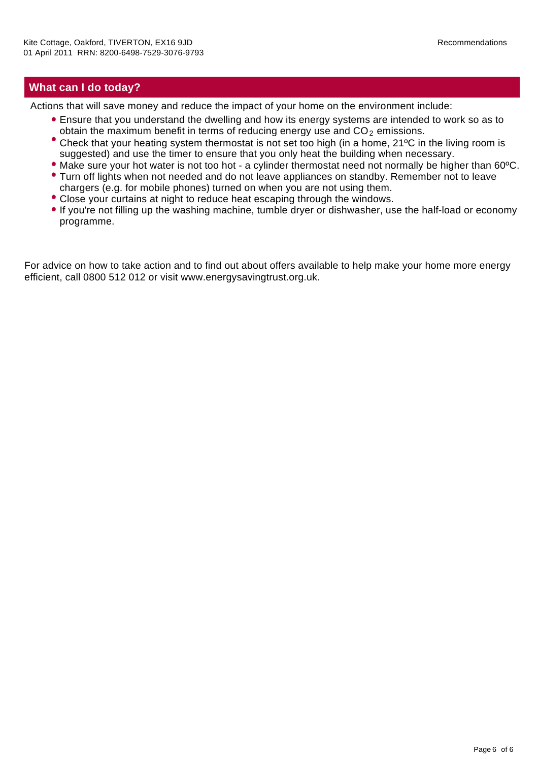## What can I do today?

Actions that will save money and reduce the impact of your home on the environment include:

- Ensure that you understand the dwelling and how its energy systems are intended to work so as to obtain the maximum benefit in terms of reducing energy use and $CO_2$ emissions.
- Check that your heating system thermostat is not set too high (in a home, 21ºC in the living room is suggested) and use the timer to ensure that you only heat the building when necessary.
- Make sure your hot water is not too hot - a cylinder thermostat need not normally be higher than 60ºC.
- Turn off lights when not needed and do not leave appliances on standby. Remember not to leave chargers (e.g. for mobile phones) turned on when you are not using them.
- Close your curtains at night to reduce heat escaping through the windows.
- If you're not filling up the washing machine, tumble dryer or dishwasher, use the half-load or economy programme.

For advice on how to take action and to find out about offers available to help make your home more energy efficient, call 0800 512 012 or visit www.energysavingtrust.org.uk.